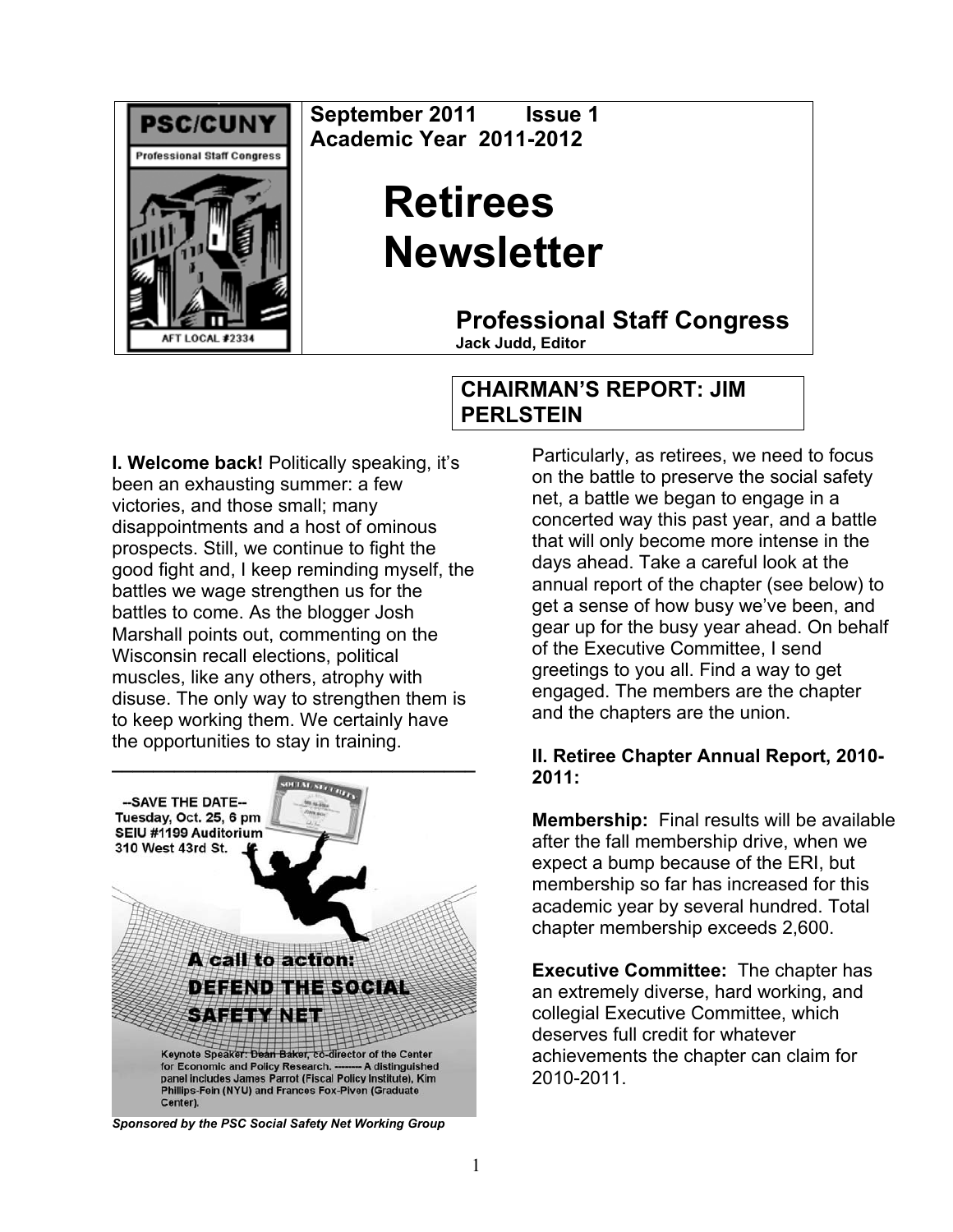PSC/CUNY
Professional Staff Congress
AFT LOCAL #2334

September 2011 Issue 1
Academic Year 2011-2012

# Retirees Newsletter

## Professional Staff Congress

**Jack Judd, Editor**

## CHAIRMAN'S REPORT: JIM PERLSTEIN

**I. Welcome back!** Politically speaking, it's been an exhausting summer: a few victories, and those small; many disappointments and a host of ominous prospects. Still, we continue to fight the good fight and, I keep reminding myself, the battles we wage strengthen us for the battles to come. As the blogger Josh Marshall points out, commenting on the Wisconsin recall elections, political muscles, like any others, atrophy with disuse. The only way to strengthen them is to keep working them. We certainly have the opportunities to stay in training.

--SAVE THE DATE--
Tuesday, Oct. 25, 6 pm
SEIU #1199 Auditorium
310 West 43rd St.

A call to action:
DEFEND THE SOCIAL SAFETY NET

Keynote Speaker: Dean Baker, co-director of the Center for Economic and Policy Research. -------- A distinguished panel includes James Parrot (Fiscal Policy Institute), Kim Phillips-Fein (NYU) and Frances Fox-Piven (Graduate Center).

*Sponsored by the PSC Social Safety Net Working Group*

Particularly, as retirees, we need to focus on the battle to preserve the social safety net, a battle we began to engage in a concerted way this past year, and a battle that will only become more intense in the days ahead. Take a careful look at the annual report of the chapter (see below) to get a sense of how busy we've been, and gear up for the busy year ahead. On behalf of the Executive Committee, I send greetings to you all. Find a way to get engaged. The members are the chapter and the chapters are the union.

**II. Retiree Chapter Annual Report, 2010-2011:**

**Membership:** Final results will be available after the fall membership drive, when we expect a bump because of the ERI, but membership so far has increased for this academic year by several hundred. Total chapter membership exceeds 2,600.

**Executive Committee:** The chapter has an extremely diverse, hard working, and collegial Executive Committee, which deserves full credit for whatever achievements the chapter can claim for 2010-2011.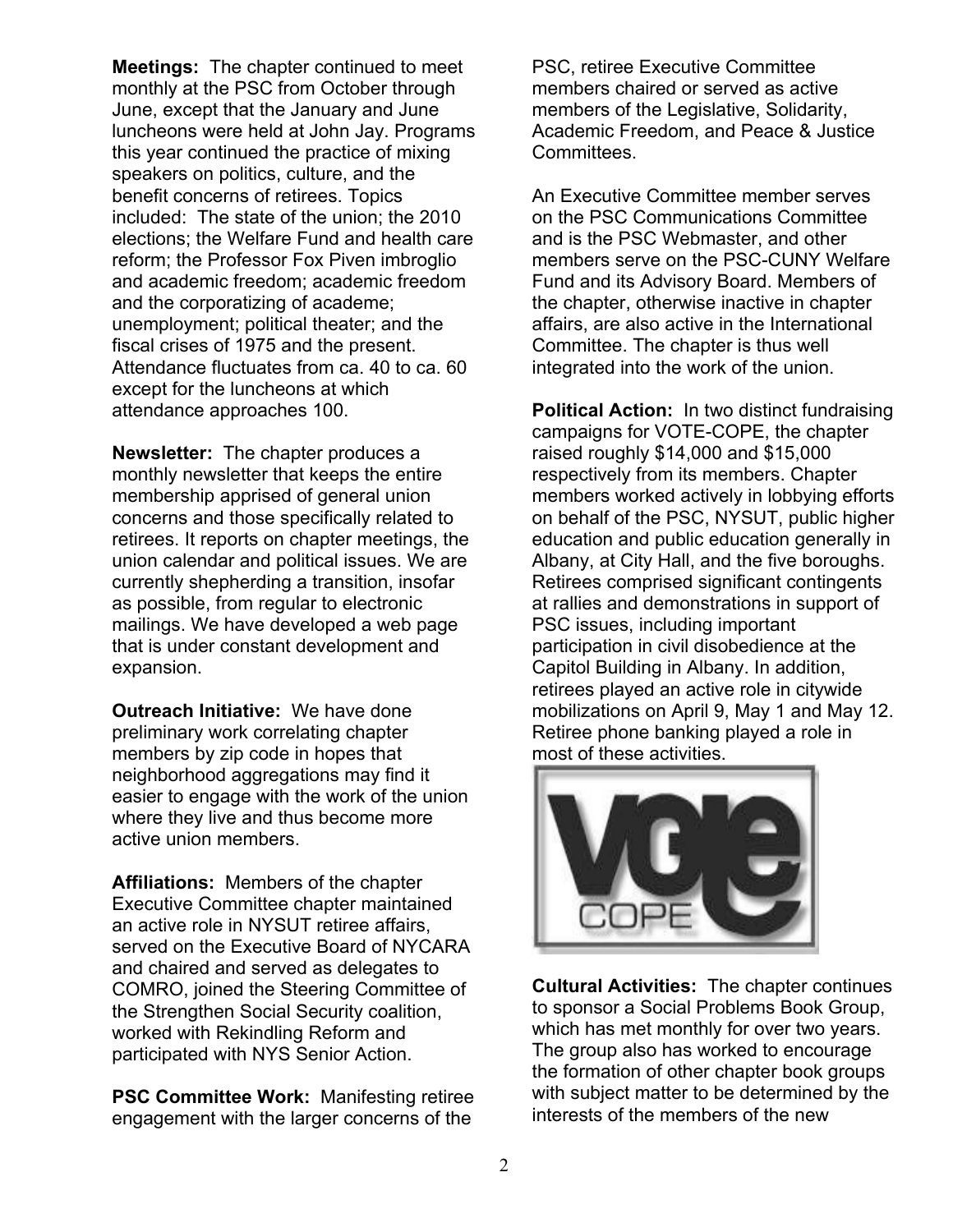**Meetings:** The chapter continued to meet monthly at the PSC from October through June, except that the January and June luncheons were held at John Jay. Programs this year continued the practice of mixing speakers on politics, culture, and the benefit concerns of retirees. Topics included: The state of the union; the 2010 elections; the Welfare Fund and health care reform; the Professor Fox Piven imbroglio and academic freedom; academic freedom and the corporatizing of academe; unemployment; political theater; and the fiscal crises of 1975 and the present. Attendance fluctuates from ca. 40 to ca. 60 except for the luncheons at which attendance approaches 100.

**Newsletter:** The chapter produces a monthly newsletter that keeps the entire membership apprised of general union concerns and those specifically related to retirees. It reports on chapter meetings, the union calendar and political issues. We are currently shepherding a transition, insofar as possible, from regular to electronic mailings. We have developed a web page that is under constant development and expansion.

**Outreach Initiative:** We have done preliminary work correlating chapter members by zip code in hopes that neighborhood aggregations may find it easier to engage with the work of the union where they live and thus become more active union members.

**Affiliations:** Members of the chapter Executive Committee chapter maintained an active role in NYSUT retiree affairs, served on the Executive Board of NYCARA and chaired and served as delegates to COMRO, joined the Steering Committee of the Strengthen Social Security coalition, worked with Rekindling Reform and participated with NYS Senior Action.

**PSC Committee Work:** Manifesting retiree engagement with the larger concerns of the PSC, retiree Executive Committee members chaired or served as active members of the Legislative, Solidarity, Academic Freedom, and Peace & Justice Committees.

An Executive Committee member serves on the PSC Communications Committee and is the PSC Webmaster, and other members serve on the PSC-CUNY Welfare Fund and its Advisory Board. Members of the chapter, otherwise inactive in chapter affairs, are also active in the International Committee. The chapter is thus well integrated into the work of the union.

**Political Action:** In two distinct fundraising campaigns for VOTE-COPE, the chapter raised roughly $14,000 and $15,000 respectively from its members. Chapter members worked actively in lobbying efforts on behalf of the PSC, NYSUT, public higher education and public education generally in Albany, at City Hall, and the five boroughs. Retirees comprised significant contingents at rallies and demonstrations in support of PSC issues, including important participation in civil disobedience at the Capitol Building in Albany. In addition, retirees played an active role in citywide mobilizations on April 9, May 1 and May 12. Retiree phone banking played a role in most of these activities.

**Cultural Activities:** The chapter continues to sponsor a Social Problems Book Group, which has met monthly for over two years. The group also has worked to encourage the formation of other chapter book groups with subject matter to be determined by the interests of the members of the new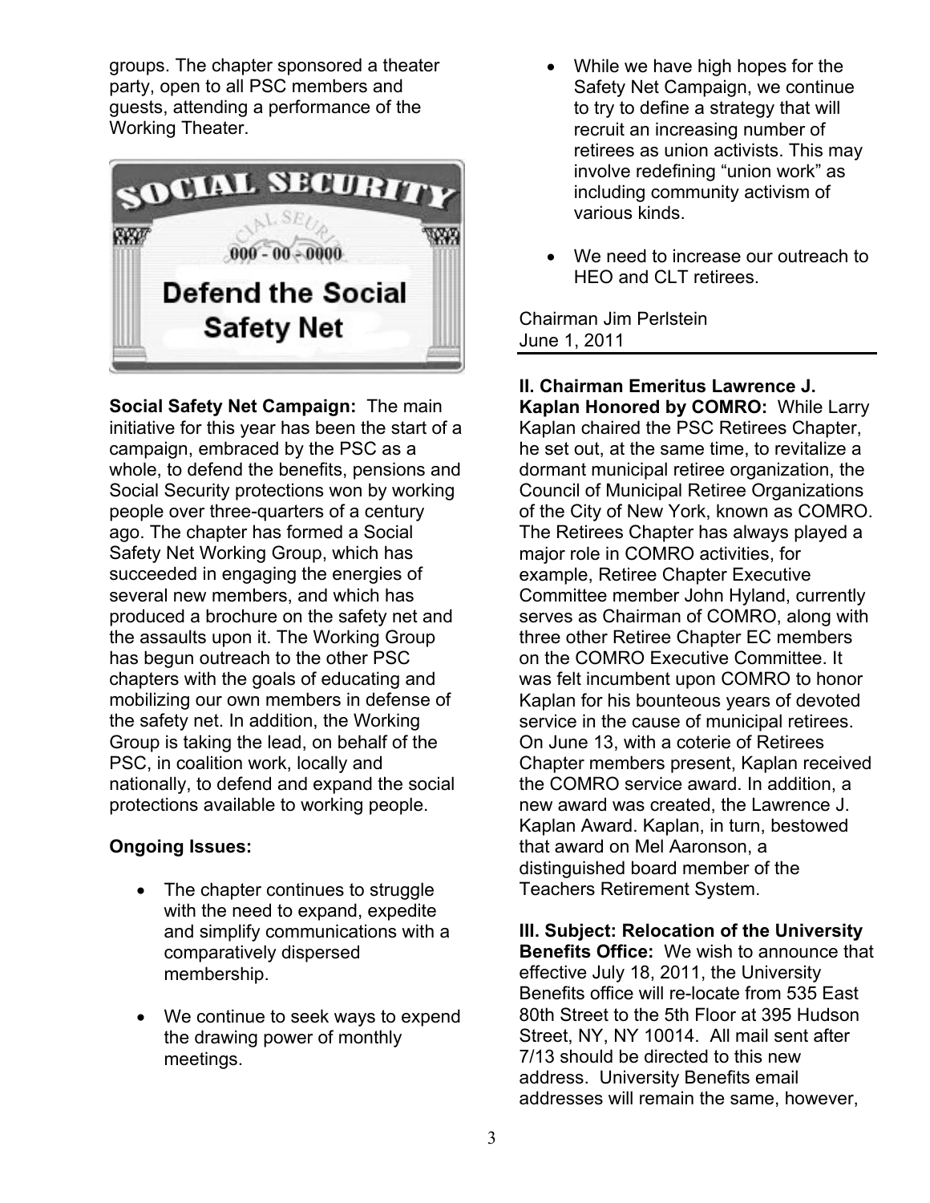groups. The chapter sponsored a theater party, open to all PSC members and guests, attending a performance of the Working Theater.

**Social Safety Net Campaign:** The main initiative for this year has been the start of a campaign, embraced by the PSC as a whole, to defend the benefits, pensions and Social Security protections won by working people over three-quarters of a century ago. The chapter has formed a Social Safety Net Working Group, which has succeeded in engaging the energies of several new members, and which has produced a brochure on the safety net and the assaults upon it. The Working Group has begun outreach to the other PSC chapters with the goals of educating and mobilizing our own members in defense of the safety net. In addition, the Working Group is taking the lead, on behalf of the PSC, in coalition work, locally and nationally, to defend and expand the social protections available to working people.

**Ongoing Issues:**

- The chapter continues to struggle with the need to expand, expedite and simplify communications with a comparatively dispersed membership.
- We continue to seek ways to expend the drawing power of monthly meetings.
- While we have high hopes for the Safety Net Campaign, we continue to try to define a strategy that will recruit an increasing number of retirees as union activists. This may involve redefining "union work" as including community activism of various kinds.
- We need to increase our outreach to HEO and CLT retirees.

Chairman Jim Perlstein
June 1, 2011

---

**II. Chairman Emeritus Lawrence J. Kaplan Honored by COMRO:** While Larry Kaplan chaired the PSC Retirees Chapter, he set out, at the same time, to revitalize a dormant municipal retiree organization, the Council of Municipal Retiree Organizations of the City of New York, known as COMRO. The Retirees Chapter has always played a major role in COMRO activities, for example, Retiree Chapter Executive Committee member John Hyland, currently serves as Chairman of COMRO, along with three other Retiree Chapter EC members on the COMRO Executive Committee. It was felt incumbent upon COMRO to honor Kaplan for his bounteous years of devoted service in the cause of municipal retirees. On June 13, with a coterie of Retirees Chapter members present, Kaplan received the COMRO service award. In addition, a new award was created, the Lawrence J. Kaplan Award. Kaplan, in turn, bestowed that award on Mel Aaronson, a distinguished board member of the Teachers Retirement System.

**III. Subject: Relocation of the University Benefits Office:** We wish to announce that effective July 18, 2011, the University Benefits office will re-locate from 535 East 80th Street to the 5th Floor at 395 Hudson Street, NY, NY 10014. All mail sent after 7/13 should be directed to this new address. University Benefits email addresses will remain the same, however,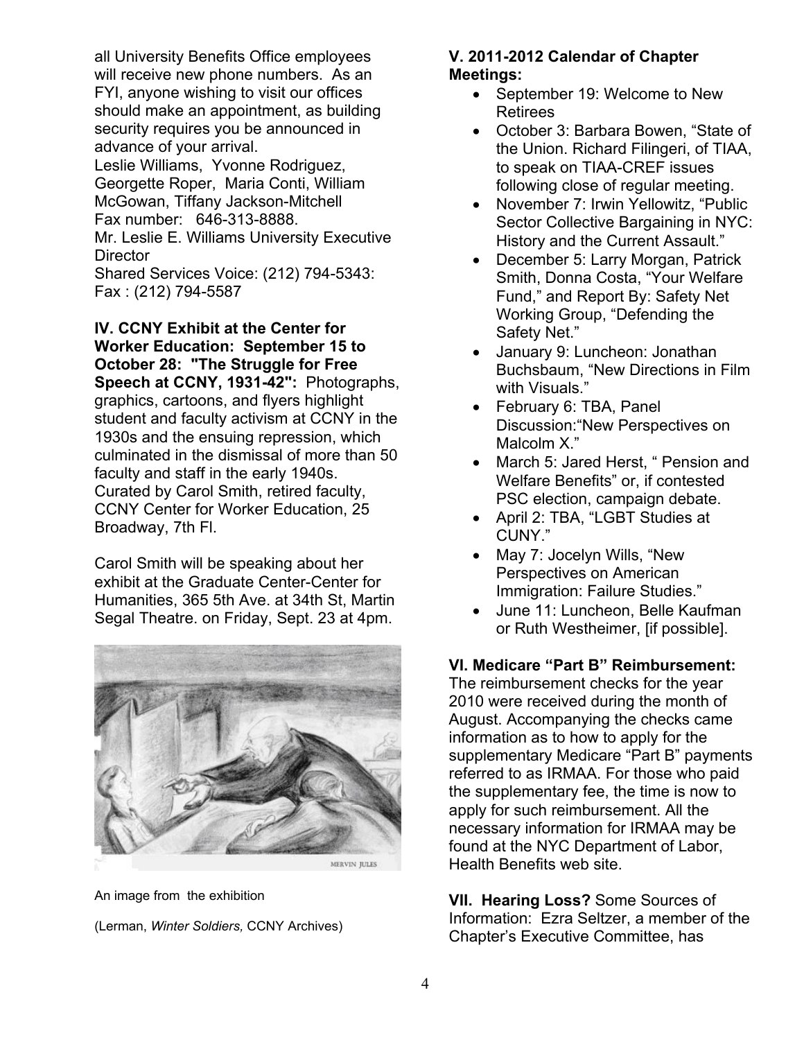all University Benefits Office employees will receive new phone numbers. As an FYI, anyone wishing to visit our offices should make an appointment, as building security requires you be announced in advance of your arrival.
Leslie Williams, Yvonne Rodriguez, Georgette Roper, Maria Conti, William McGowan, Tiffany Jackson-Mitchell
Fax number: 646-313-8888.
Mr. Leslie E. Williams University Executive Director
Shared Services Voice: (212) 794-5343: Fax : (212) 794-5587

**IV. CCNY Exhibit at the Center for Worker Education: September 15 to October 28: "The Struggle for Free Speech at CCNY, 1931-42":** Photographs, graphics, cartoons, and flyers highlight student and faculty activism at CCNY in the 1930s and the ensuing repression, which culminated in the dismissal of more than 50 faculty and staff in the early 1940s. Curated by Carol Smith, retired faculty, CCNY Center for Worker Education, 25 Broadway, 7th Fl.

Carol Smith will be speaking about her exhibit at the Graduate Center-Center for Humanities, 365 5th Ave. at 34th St, Martin Segal Theatre. on Friday, Sept. 23 at 4pm.

An image from the exhibition

(Lerman, *Winter Soldiers,* CCNY Archives)

**V. 2011-2012 Calendar of Chapter Meetings:**

- September 19: Welcome to New Retirees
- October 3: Barbara Bowen, "State of the Union. Richard Filingeri, of TIAA, to speak on TIAA-CREF issues following close of regular meeting.
- November 7: Irwin Yellowitz, "Public Sector Collective Bargaining in NYC: History and the Current Assault."
- December 5: Larry Morgan, Patrick Smith, Donna Costa, "Your Welfare Fund," and Report By: Safety Net Working Group, "Defending the Safety Net."
- January 9: Luncheon: Jonathan Buchsbaum, "New Directions in Film with Visuals."
- February 6: TBA, Panel Discussion:"New Perspectives on Malcolm X."
- March 5: Jared Herst, " Pension and Welfare Benefits" or, if contested PSC election, campaign debate.
- April 2: TBA, "LGBT Studies at CUNY."
- May 7: Jocelyn Wills, "New Perspectives on American Immigration: Failure Studies."
- June 11: Luncheon, Belle Kaufman or Ruth Westheimer, [if possible].

**VI. Medicare "Part B" Reimbursement:** The reimbursement checks for the year 2010 were received during the month of August. Accompanying the checks came information as to how to apply for the supplementary Medicare "Part B" payments referred to as IRMAA. For those who paid the supplementary fee, the time is now to apply for such reimbursement. All the necessary information for IRMAA may be found at the NYC Department of Labor, Health Benefits web site.

**VII. Hearing Loss?** Some Sources of Information: Ezra Seltzer, a member of the Chapter's Executive Committee, has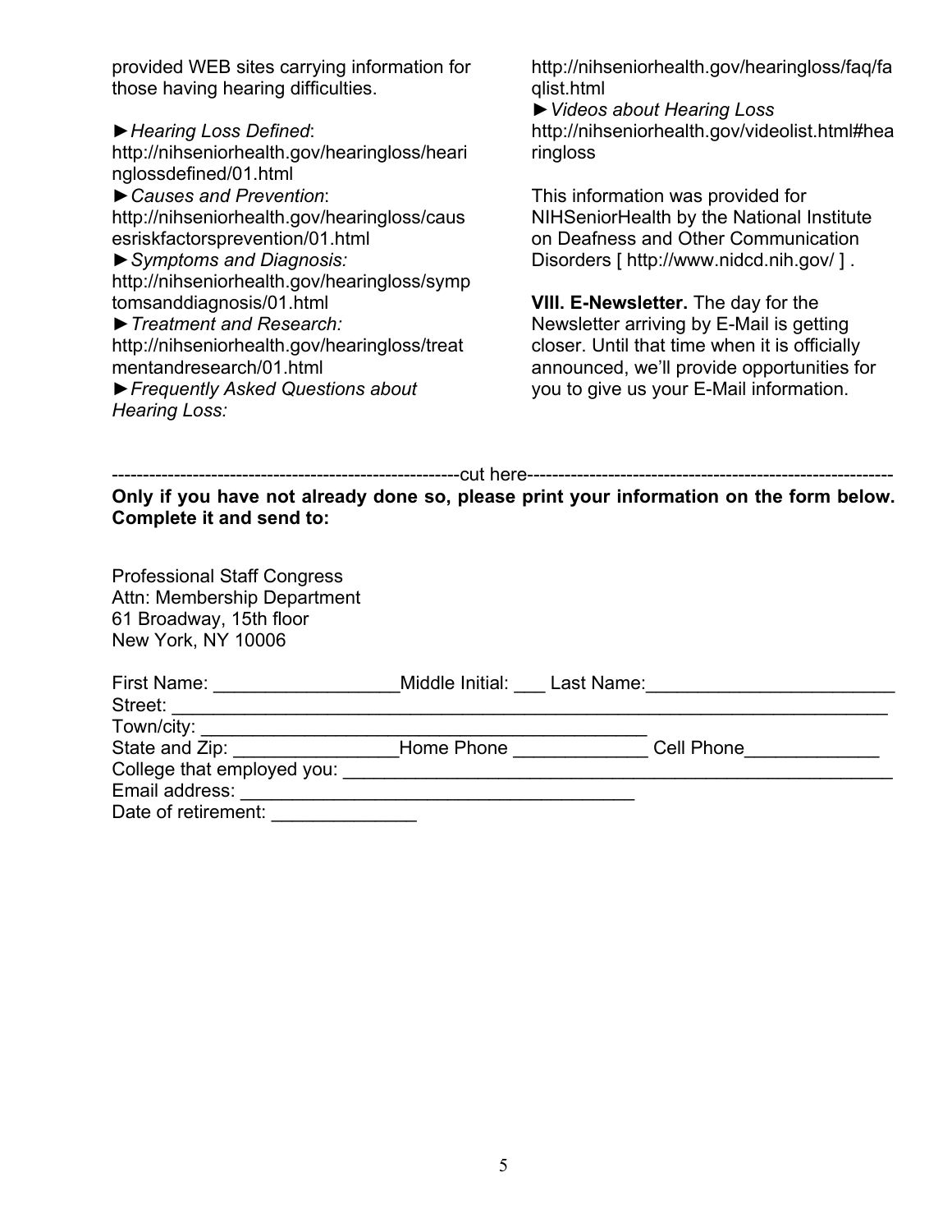provided WEB sites carrying information for those having hearing difficulties.

►*Hearing Loss Defined*:
http://nihseniorhealth.gov/hearingloss/hearinglossdefined/01.html

►*Causes and Prevention*:
http://nihseniorhealth.gov/hearingloss/causesriskfactorsprevention/01.html

►*Symptoms and Diagnosis:*
http://nihseniorhealth.gov/hearingloss/symptomsanddiagnosis/01.html

►*Treatment and Research:*
http://nihseniorhealth.gov/hearingloss/treatmentandresearch/01.html

►*Frequently Asked Questions about Hearing Loss:*
http://nihseniorhealth.gov/hearingloss/faq/faqlist.html

►*Videos about Hearing Loss*
http://nihseniorhealth.gov/videolist.html#hearingloss

This information was provided for NIHSeniorHealth by the National Institute on Deafness and Other Communication Disorders [ http://www.nidcd.nih.gov/ ] .

**VIII. E-Newsletter.** The day for the Newsletter arriving by E-Mail is getting closer. Until that time when it is officially announced, we'll provide opportunities for you to give us your E-Mail information.

--------------------------------------------------------cut here----------------------------------------------------------

**Only if you have not already done so, please print your information on the form below. Complete it and send to:**

Professional Staff Congress
Attn: Membership Department
61 Broadway, 15th floor
New York, NY 10006

First Name: __________________Middle Initial: ___ Last Name:________________________
Street: ________________________________________________________________________
Town/city: _____________________________________________
State and Zip: ________________Home Phone _____________ Cell Phone_____________
College that employed you: ________________________________________________________
Email address: _______________________________________
Date of retirement: ______________